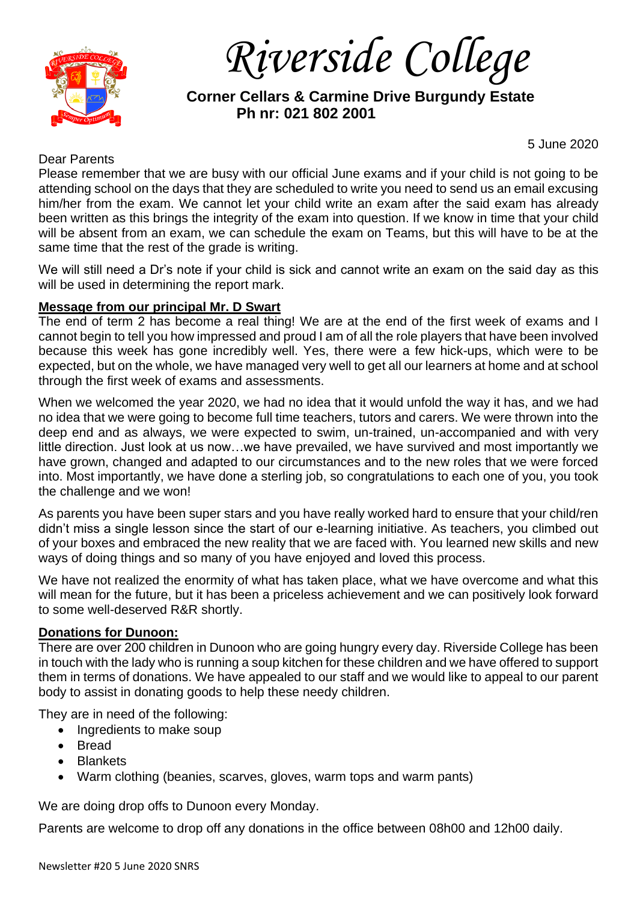# Riverside College

**Corner Cellars & Carmine Drive Burgundy Estate**
**Ph nr: 021 802 2001**

5 June 2020

Dear Parents

Please remember that we are busy with our official June exams and if your child is not going to be attending school on the days that they are scheduled to write you need to send us an email excusing him/her from the exam. We cannot let your child write an exam after the said exam has already been written as this brings the integrity of the exam into question. If we know in time that your child will be absent from an exam, we can schedule the exam on Teams, but this will have to be at the same time that the rest of the grade is writing.

We will still need a Dr's note if your child is sick and cannot write an exam on the said day as this will be used in determining the report mark.

**Message from our principal Mr. D Swart**

The end of term 2 has become a real thing! We are at the end of the first week of exams and I cannot begin to tell you how impressed and proud I am of all the role players that have been involved because this week has gone incredibly well. Yes, there were a few hick-ups, which were to be expected, but on the whole, we have managed very well to get all our learners at home and at school through the first week of exams and assessments.

When we welcomed the year 2020, we had no idea that it would unfold the way it has, and we had no idea that we were going to become full time teachers, tutors and carers. We were thrown into the deep end and as always, we were expected to swim, un-trained, un-accompanied and with very little direction. Just look at us now…we have prevailed, we have survived and most importantly we have grown, changed and adapted to our circumstances and to the new roles that we were forced into. Most importantly, we have done a sterling job, so congratulations to each one of you, you took the challenge and we won!

As parents you have been super stars and you have really worked hard to ensure that your child/ren didn't miss a single lesson since the start of our e-learning initiative. As teachers, you climbed out of your boxes and embraced the new reality that we are faced with. You learned new skills and new ways of doing things and so many of you have enjoyed and loved this process.

We have not realized the enormity of what has taken place, what we have overcome and what this will mean for the future, but it has been a priceless achievement and we can positively look forward to some well-deserved R&R shortly.

**Donations for Dunoon:**

There are over 200 children in Dunoon who are going hungry every day. Riverside College has been in touch with the lady who is running a soup kitchen for these children and we have offered to support them in terms of donations. We have appealed to our staff and we would like to appeal to our parent body to assist in donating goods to help these needy children.

They are in need of the following:

- Ingredients to make soup
- Bread
- Blankets
- Warm clothing (beanies, scarves, gloves, warm tops and warm pants)

We are doing drop offs to Dunoon every Monday.

Parents are welcome to drop off any donations in the office between 08h00 and 12h00 daily.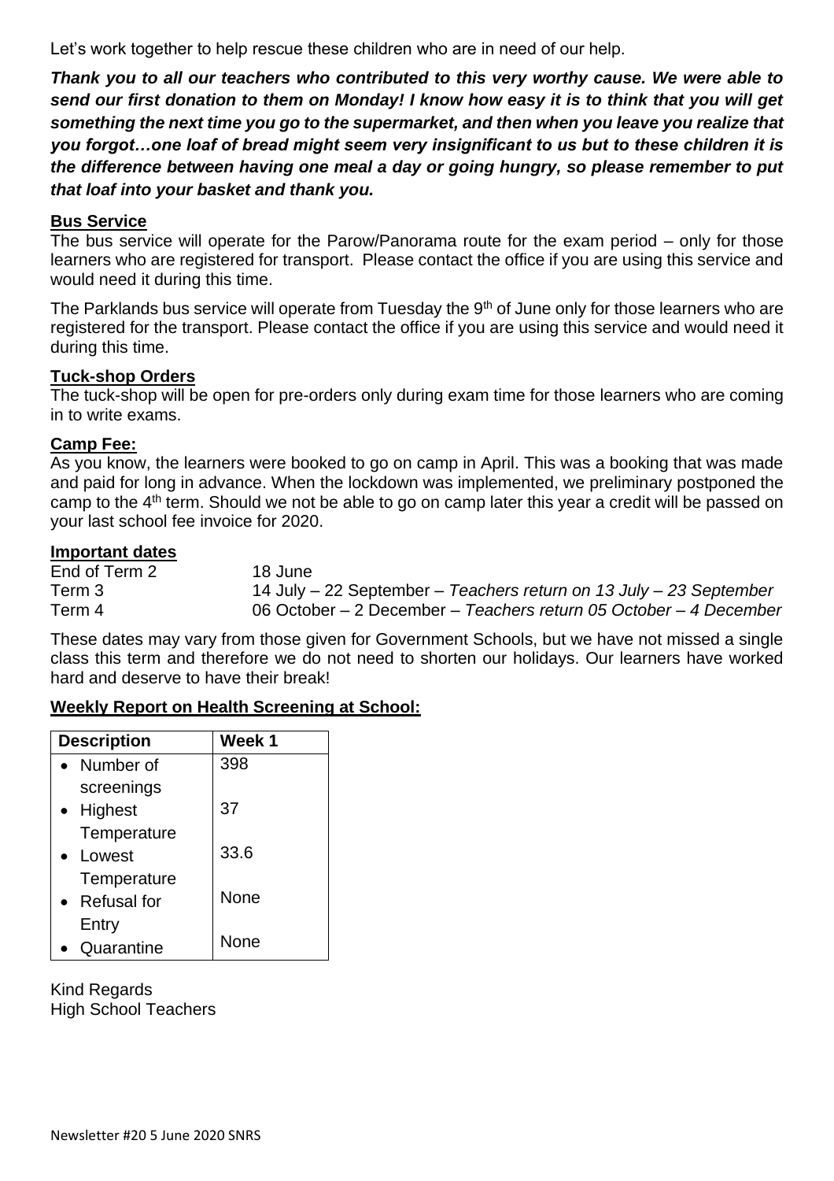Let's work together to help rescue these children who are in need of our help.

***Thank you to all our teachers who contributed to this very worthy cause. We were able to send our first donation to them on Monday! I know how easy it is to think that you will get something the next time you go to the supermarket, and then when you leave you realize that you forgot…one loaf of bread might seem very insignificant to us but to these children it is the difference between having one meal a day or going hungry, so please remember to put that loaf into your basket and thank you.***

**Bus Service**

The bus service will operate for the Parow/Panorama route for the exam period – only for those learners who are registered for transport. Please contact the office if you are using this service and would need it during this time.

The Parklands bus service will operate from Tuesday the 9th of June only for those learners who are registered for the transport. Please contact the office if you are using this service and would need it during this time.

**Tuck-shop Orders**

The tuck-shop will be open for pre-orders only during exam time for those learners who are coming in to write exams.

**Camp Fee:**

As you know, the learners were booked to go on camp in April. This was a booking that was made and paid for long in advance. When the lockdown was implemented, we preliminary postponed the camp to the 4th term. Should we not be able to go on camp later this year a credit will be passed on your last school fee invoice for 2020.

**Important dates**

| | |
|---|---|
| End of Term 2 | 18 June |
| Term 3 | 14 July – 22 September – *Teachers return on 13 July – 23 September* |
| Term 4 | 06 October – 2 December – *Teachers return 05 October – 4 December* |

These dates may vary from those given for Government Schools, but we have not missed a single class this term and therefore we do not need to shorten our holidays. Our learners have worked hard and deserve to have their break!

**Weekly Report on Health Screening at School:**

| Description | Week 1 |
|---|---|
| • Number of screenings | 398 |
| • Highest Temperature | 37 |
| • Lowest Temperature | 33.6 |
| • Refusal for Entry | None |
| • Quarantine | None |

Kind Regards
High School Teachers